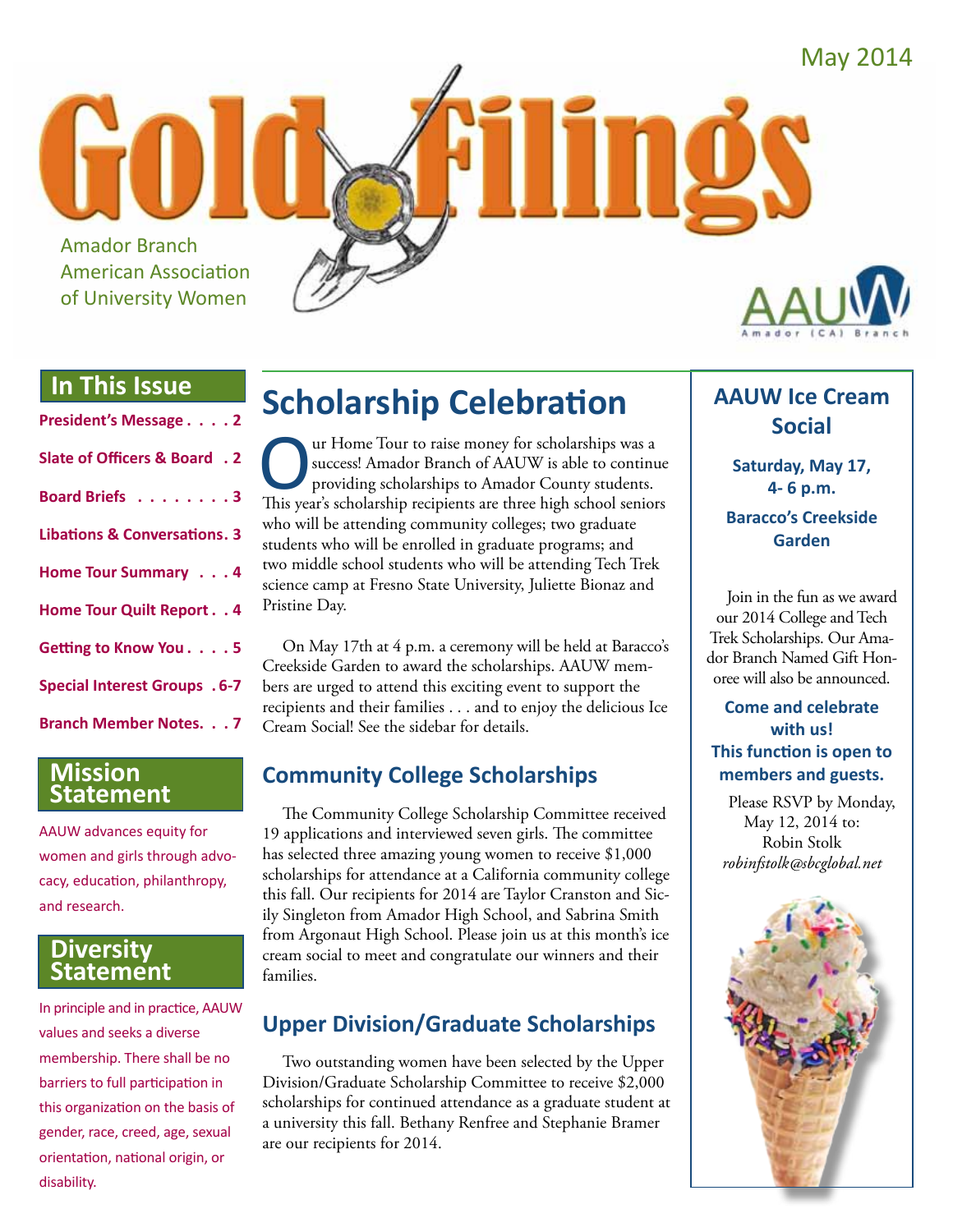May 2014

# Gold Filings

Amador Branch
American Association
of University Women

AAUW Amador (CA) Branch

## In This Issue

- President's Message . . . . 2
- Slate of Officers & Board . 2
- Board Briefs . . . . . . . . 3
- Libations & Conversations. 3
- Home Tour Summary . . . 4
- Home Tour Quilt Report . . 4
- Getting to Know You . . . . 5
- Special Interest Groups . 6-7
- Branch Member Notes. . . 7

## Mission Statement

AAUW advances equity for women and girls through advocacy, education, philanthropy, and research.

## Diversity Statement

In principle and in practice, AAUW values and seeks a diverse membership. There shall be no barriers to full participation in this organization on the basis of gender, race, creed, age, sexual orientation, national origin, or disability.

# Scholarship Celebration

Our Home Tour to raise money for scholarships was a success! Amador Branch of AAUW is able to continue providing scholarships to Amador County students. This year's scholarship recipients are three high school seniors who will be attending community colleges; two graduate students who will be enrolled in graduate programs; and two middle school students who will be attending Tech Trek science camp at Fresno State University, Juliette Bionaz and Pristine Day.

On May 17th at 4 p.m. a ceremony will be held at Baracco's Creekside Garden to award the scholarships. AAUW members are urged to attend this exciting event to support the recipients and their families . . . and to enjoy the delicious Ice Cream Social! See the sidebar for details.

## Community College Scholarships

The Community College Scholarship Committee received 19 applications and interviewed seven girls. The committee has selected three amazing young women to receive $1,000 scholarships for attendance at a California community college this fall. Our recipients for 2014 are Taylor Cranston and Sicily Singleton from Amador High School, and Sabrina Smith from Argonaut High School. Please join us at this month's ice cream social to meet and congratulate our winners and their families.

## Upper Division/Graduate Scholarships

Two outstanding women have been selected by the Upper Division/Graduate Scholarship Committee to receive $2,000 scholarships for continued attendance as a graduate student at a university this fall. Bethany Renfree and Stephanie Bramer are our recipients for 2014.

## AAUW Ice Cream Social

**Saturday, May 17, 4- 6 p.m.**

**Baracco's Creekside Garden**

Join in the fun as we award our 2014 College and Tech Trek Scholarships. Our Amador Branch Named Gift Honoree will also be announced.

**Come and celebrate with us!**
**This function is open to members and guests.**

Please RSVP by Monday, May 12, 2014 to:
Robin Stolk
*robinfstolk@sbcglobal.net*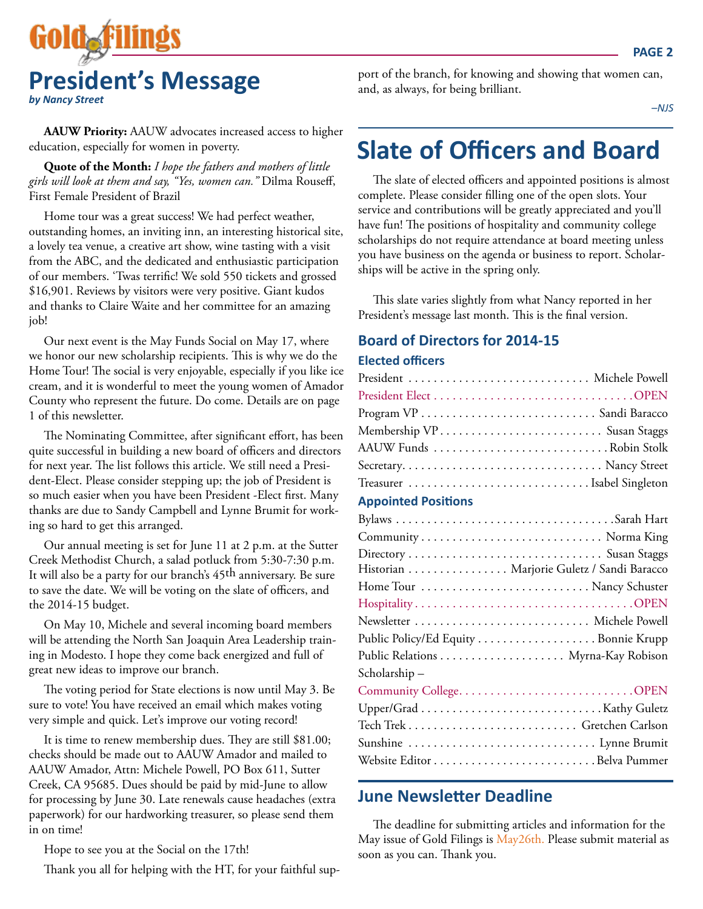# President's Message

***by Nancy Street***

**AAUW Priority:** AAUW advocates increased access to higher education, especially for women in poverty.

**Quote of the Month:** *I hope the fathers and mothers of little girls will look at them and say, "Yes, women can."* Dilma Rouseff, First Female President of Brazil

Home tour was a great success! We had perfect weather, outstanding homes, an inviting inn, an interesting historical site, a lovely tea venue, a creative art show, wine tasting with a visit from the ABC, and the dedicated and enthusiastic participation of our members. 'Twas terrific! We sold 550 tickets and grossed $16,901. Reviews by visitors were very positive. Giant kudos and thanks to Claire Waite and her committee for an amazing job!

Our next event is the May Funds Social on May 17, where we honor our new scholarship recipients. This is why we do the Home Tour! The social is very enjoyable, especially if you like ice cream, and it is wonderful to meet the young women of Amador County who represent the future. Do come. Details are on page 1 of this newsletter.

The Nominating Committee, after significant effort, has been quite successful in building a new board of officers and directors for next year. The list follows this article. We still need a President-Elect. Please consider stepping up; the job of President is so much easier when you have been President -Elect first. Many thanks are due to Sandy Campbell and Lynne Brumit for working so hard to get this arranged.

Our annual meeting is set for June 11 at 2 p.m. at the Sutter Creek Methodist Church, a salad potluck from 5:30-7:30 p.m. It will also be a party for our branch's 45th anniversary. Be sure to save the date. We will be voting on the slate of officers, and the 2014-15 budget.

On May 10, Michele and several incoming board members will be attending the North San Joaquin Area Leadership training in Modesto. I hope they come back energized and full of great new ideas to improve our branch.

The voting period for State elections is now until May 3. Be sure to vote! You have received an email which makes voting very simple and quick. Let's improve our voting record!

It is time to renew membership dues. They are still $81.00; checks should be made out to AAUW Amador and mailed to AAUW Amador, Attn: Michele Powell, PO Box 611, Sutter Creek, CA 95685. Dues should be paid by mid-June to allow for processing by June 30. Late renewals cause headaches (extra paperwork) for our hardworking treasurer, so please send them in on time!

Hope to see you at the Social on the 17th!

Thank you all for helping with the HT, for your faithful support of the branch, for knowing and showing that women can, and, as always, for being brilliant.

*–NJS*

# Slate of Officers and Board

The slate of elected officers and appointed positions is almost complete. Please consider filling one of the open slots. Your service and contributions will be greatly appreciated and you'll have fun! The positions of hospitality and community college scholarships do not require attendance at board meeting unless you have business on the agenda or business to report. Scholarships will be active in the spring only.

This slate varies slightly from what Nancy reported in her President's message last month. This is the final version.

## Board of Directors for 2014-15

### Elected officers

- President . . . . . . . . . . Michele Powell
- President Elect . . . . . . . . . . OPEN
- Program VP . . . . . . . . . . Sandi Baracco
- Membership VP . . . . . . . . . . Susan Staggs
- AAUW Funds . . . . . . . . . . Robin Stolk
- Secretary . . . . . . . . . . Nancy Street
- Treasurer . . . . . . . . . . Isabel Singleton

### Appointed Positions

- Bylaws . . . . . . . . . . Sarah Hart
- Community . . . . . . . . . . Norma King
- Directory . . . . . . . . . . Susan Staggs
- Historian . . . . . . . . . . Marjorie Guletz / Sandi Baracco
- Home Tour . . . . . . . . . . Nancy Schuster
- Hospitality . . . . . . . . . . OPEN
- Newsletter . . . . . . . . . . Michele Powell
- Public Policy/Ed Equity . . . . . . . . . . Bonnie Krupp
- Public Relations . . . . . . . . . . Myrna-Kay Robison
- Scholarship –
  - Community College . . . . . . . . . . OPEN
  - Upper/Grad . . . . . . . . . . Kathy Guletz
- Tech Trek . . . . . . . . . . Gretchen Carlson
- Sunshine . . . . . . . . . . Lynne Brumit
- Website Editor . . . . . . . . . . Belva Pummer

## June Newsletter Deadline

The deadline for submitting articles and information for the May issue of Gold Filings is May26th. Please submit material as soon as you can. Thank you.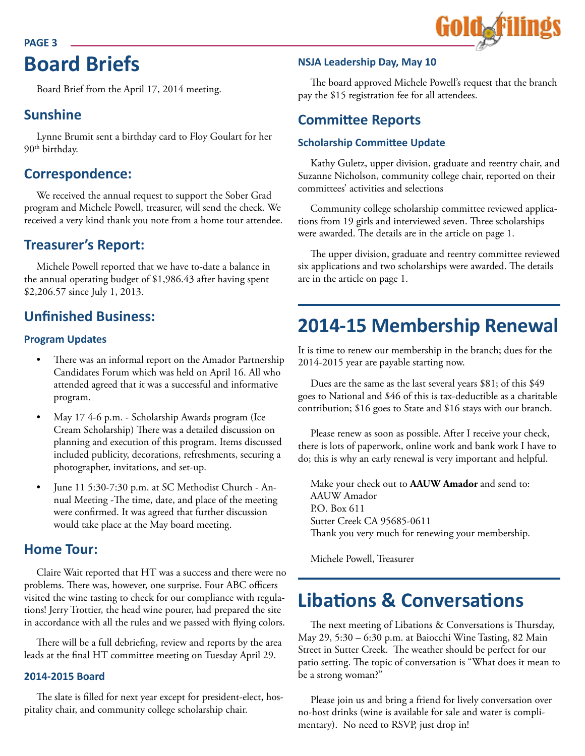# Board Briefs

Board Brief from the April 17, 2014 meeting.

## Sunshine

Lynne Brumit sent a birthday card to Floy Goulart for her 90th birthday.

## Correspondence:

We received the annual request to support the Sober Grad program and Michele Powell, treasurer, will send the check. We received a very kind thank you note from a home tour attendee.

## Treasurer's Report:

Michele Powell reported that we have to-date a balance in the annual operating budget of $1,986.43 after having spent $2,206.57 since July 1, 2013.

## Unfinished Business:

### Program Updates

- There was an informal report on the Amador Partnership Candidates Forum which was held on April 16. All who attended agreed that it was a successful and informative program.
- May 17 4-6 p.m. - Scholarship Awards program (Ice Cream Scholarship) There was a detailed discussion on planning and execution of this program. Items discussed included publicity, decorations, refreshments, securing a photographer, invitations, and set-up.
- June 11 5:30-7:30 p.m. at SC Methodist Church - Annual Meeting -The time, date, and place of the meeting were confirmed. It was agreed that further discussion would take place at the May board meeting.

## Home Tour:

Claire Wait reported that HT was a success and there were no problems. There was, however, one surprise. Four ABC officers visited the wine tasting to check for our compliance with regulations! Jerry Trottier, the head wine pourer, had prepared the site in accordance with all the rules and we passed with flying colors.

There will be a full debriefing, review and reports by the area leads at the final HT committee meeting on Tuesday April 29.

### 2014-2015 Board

The slate is filled for next year except for president-elect, hospitality chair, and community college scholarship chair.

### NSJA Leadership Day, May 10

The board approved Michele Powell's request that the branch pay the $15 registration fee for all attendees.

## Committee Reports

### Scholarship Committee Update

Kathy Guletz, upper division, graduate and reentry chair, and Suzanne Nicholson, community college chair, reported on their committees' activities and selections

Community college scholarship committee reviewed applications from 19 girls and interviewed seven. Three scholarships were awarded. The details are in the article on page 1.

The upper division, graduate and reentry committee reviewed six applications and two scholarships were awarded. The details are in the article on page 1.

# 2014-15 Membership Renewal

It is time to renew our membership in the branch; dues for the 2014-2015 year are payable starting now.

Dues are the same as the last several years $81; of this $49 goes to National and $46 of this is tax-deductible as a charitable contribution; $16 goes to State and $16 stays with our branch.

Please renew as soon as possible. After I receive your check, there is lots of paperwork, online work and bank work I have to do; this is why an early renewal is very important and helpful.

Make your check out to **AAUW Amador** and send to:
AAUW Amador
P.O. Box 611
Sutter Creek CA 95685-0611
Thank you very much for renewing your membership.

Michele Powell, Treasurer

# Libations & Conversations

The next meeting of Libations & Conversations is Thursday, May 29, 5:30 – 6:30 p.m. at Baiocchi Wine Tasting, 82 Main Street in Sutter Creek. The weather should be perfect for our patio setting. The topic of conversation is "What does it mean to be a strong woman?"

Please join us and bring a friend for lively conversation over no-host drinks (wine is available for sale and water is complimentary). No need to RSVP, just drop in!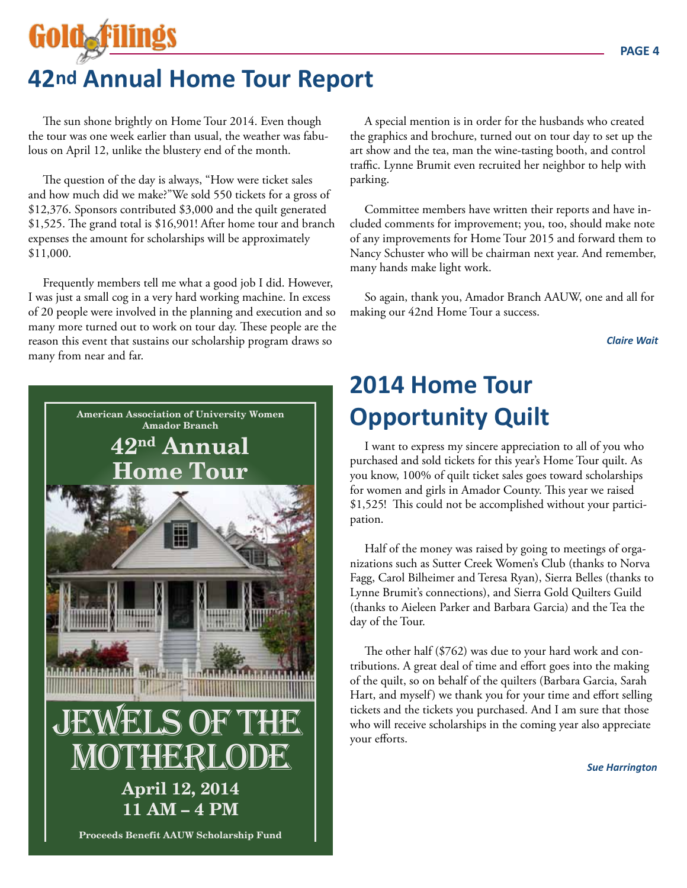# 42nd Annual Home Tour Report

The sun shone brightly on Home Tour 2014. Even though the tour was one week earlier than usual, the weather was fabulous on April 12, unlike the blustery end of the month.

The question of the day is always, "How were ticket sales and how much did we make?"We sold 550 tickets for a gross of $12,376. Sponsors contributed $3,000 and the quilt generated $1,525. The grand total is $16,901! After home tour and branch expenses the amount for scholarships will be approximately $11,000.

Frequently members tell me what a good job I did. However, I was just a small cog in a very hard working machine. In excess of 20 people were involved in the planning and execution and so many more turned out to work on tour day. These people are the reason this event that sustains our scholarship program draws so many from near and far.

A special mention is in order for the husbands who created the graphics and brochure, turned out on tour day to set up the art show and the tea, man the wine-tasting booth, and control traffic. Lynne Brumit even recruited her neighbor to help with parking.

Committee members have written their reports and have included comments for improvement; you, too, should make note of any improvements for Home Tour 2015 and forward them to Nancy Schuster who will be chairman next year. And remember, many hands make light work.

So again, thank you, Amador Branch AAUW, one and all for making our 42nd Home Tour a success.

***Claire Wait***

**American Association of University Women**
**Amador Branch**

**42nd Annual Home Tour**

**JEWELS OF THE MOTHERLODE**

**April 12, 2014**
**11 AM – 4 PM**

**Proceeds Benefit AAUW Scholarship Fund**

## 2014 Home Tour Opportunity Quilt

I want to express my sincere appreciation to all of you who purchased and sold tickets for this year's Home Tour quilt. As you know, 100% of quilt ticket sales goes toward scholarships for women and girls in Amador County. This year we raised $1,525! This could not be accomplished without your participation.

Half of the money was raised by going to meetings of organizations such as Sutter Creek Women's Club (thanks to Norva Fagg, Carol Bilheimer and Teresa Ryan), Sierra Belles (thanks to Lynne Brumit's connections), and Sierra Gold Quilters Guild (thanks to Aieleen Parker and Barbara Garcia) and the Tea the day of the Tour.

The other half ($762) was due to your hard work and contributions. A great deal of time and effort goes into the making of the quilt, so on behalf of the quilters (Barbara Garcia, Sarah Hart, and myself) we thank you for your time and effort selling tickets and the tickets you purchased. And I am sure that those who will receive scholarships in the coming year also appreciate your efforts.

***Sue Harrington***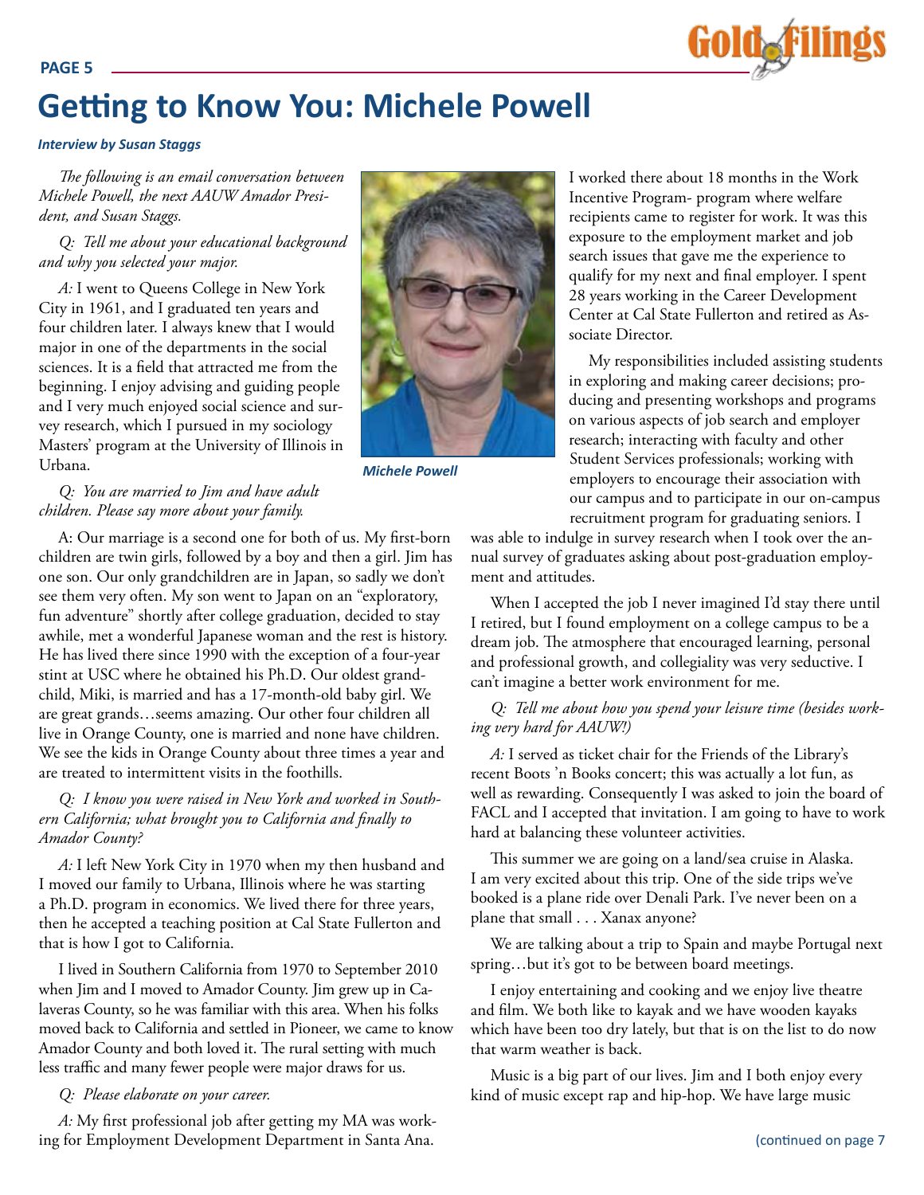# Getting to Know You: Michele Powell

***Interview by Susan Staggs***

*The following is an email conversation between Michele Powell, the next AAUW Amador President, and Susan Staggs.*

*Q: Tell me about your educational background and why you selected your major.*

*A:* I went to Queens College in New York City in 1961, and I graduated ten years and four children later. I always knew that I would major in one of the departments in the social sciences. It is a field that attracted me from the beginning. I enjoy advising and guiding people and I very much enjoyed social science and survey research, which I pursued in my sociology Masters' program at the University of Illinois in Urbana.

***Michele Powell***

*Q: You are married to Jim and have adult children. Please say more about your family.*

A: Our marriage is a second one for both of us. My first-born children are twin girls, followed by a boy and then a girl. Jim has one son. Our only grandchildren are in Japan, so sadly we don't see them very often. My son went to Japan on an "exploratory, fun adventure" shortly after college graduation, decided to stay awhile, met a wonderful Japanese woman and the rest is history. He has lived there since 1990 with the exception of a four-year stint at USC where he obtained his Ph.D. Our oldest grandchild, Miki, is married and has a 17-month-old baby girl. We are great grands…seems amazing. Our other four children all live in Orange County, one is married and none have children. We see the kids in Orange County about three times a year and are treated to intermittent visits in the foothills.

*Q: I know you were raised in New York and worked in Southern California; what brought you to California and finally to Amador County?*

*A:* I left New York City in 1970 when my then husband and I moved our family to Urbana, Illinois where he was starting a Ph.D. program in economics. We lived there for three years, then he accepted a teaching position at Cal State Fullerton and that is how I got to California.

I lived in Southern California from 1970 to September 2010 when Jim and I moved to Amador County. Jim grew up in Calaveras County, so he was familiar with this area. When his folks moved back to California and settled in Pioneer, we came to know Amador County and both loved it. The rural setting with much less traffic and many fewer people were major draws for us.

*Q: Please elaborate on your career.*

*A:* My first professional job after getting my MA was working for Employment Development Department in Santa Ana. I worked there about 18 months in the Work Incentive Program- program where welfare recipients came to register for work. It was this exposure to the employment market and job search issues that gave me the experience to qualify for my next and final employer. I spent 28 years working in the Career Development Center at Cal State Fullerton and retired as Associate Director.

My responsibilities included assisting students in exploring and making career decisions; producing and presenting workshops and programs on various aspects of job search and employer research; interacting with faculty and other Student Services professionals; working with employers to encourage their association with our campus and to participate in our on-campus recruitment program for graduating seniors. I was able to indulge in survey research when I took over the annual survey of graduates asking about post-graduation employment and attitudes.

When I accepted the job I never imagined I'd stay there until I retired, but I found employment on a college campus to be a dream job. The atmosphere that encouraged learning, personal and professional growth, and collegiality was very seductive. I can't imagine a better work environment for me.

*Q: Tell me about how you spend your leisure time (besides working very hard for AAUW!)*

*A:* I served as ticket chair for the Friends of the Library's recent Boots 'n Books concert; this was actually a lot fun, as well as rewarding. Consequently I was asked to join the board of FACL and I accepted that invitation. I am going to have to work hard at balancing these volunteer activities.

This summer we are going on a land/sea cruise in Alaska. I am very excited about this trip. One of the side trips we've booked is a plane ride over Denali Park. I've never been on a plane that small . . . Xanax anyone?

We are talking about a trip to Spain and maybe Portugal next spring…but it's got to be between board meetings.

I enjoy entertaining and cooking and we enjoy live theatre and film. We both like to kayak and we have wooden kayaks which have been too dry lately, but that is on the list to do now that warm weather is back.

Music is a big part of our lives. Jim and I both enjoy every kind of music except rap and hip-hop. We have large music

(continued on page 7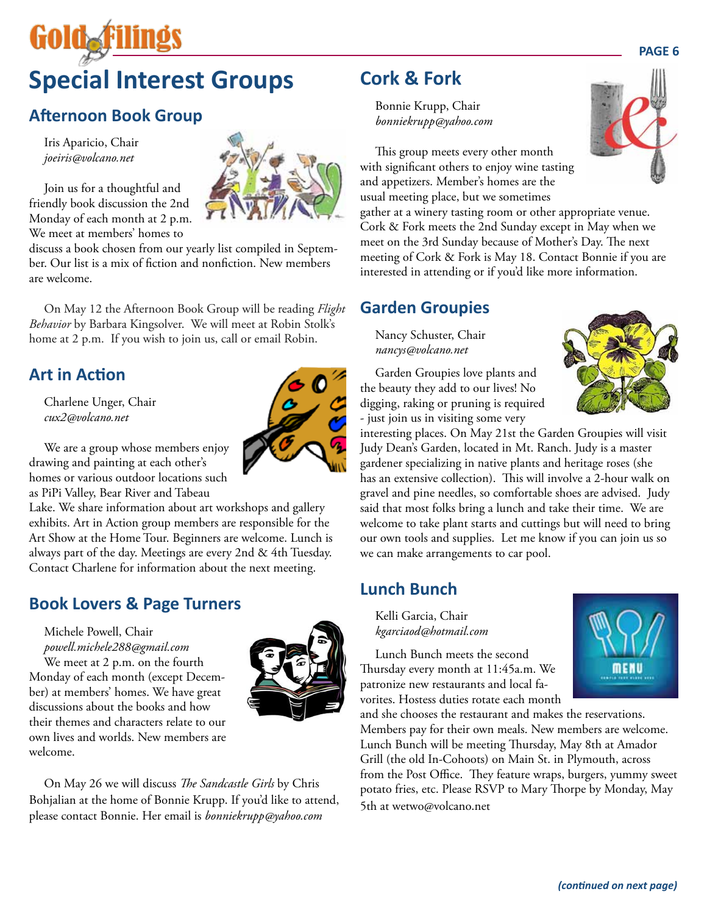# Special Interest Groups

## Afternoon Book Group

Iris Aparicio, Chair
*joeiris@volcano.net*

Join us for a thoughtful and friendly book discussion the 2nd Monday of each month at 2 p.m. We meet at members' homes to discuss a book chosen from our yearly list compiled in September. Our list is a mix of fiction and nonfiction. New members are welcome.

On May 12 the Afternoon Book Group will be reading *Flight Behavior* by Barbara Kingsolver. We will meet at Robin Stolk's home at 2 p.m. If you wish to join us, call or email Robin.

## Art in Action

Charlene Unger, Chair
*cux2@volcano.net*

We are a group whose members enjoy drawing and painting at each other's homes or various outdoor locations such as PiPi Valley, Bear River and Tabeau Lake. We share information about art workshops and gallery exhibits. Art in Action group members are responsible for the Art Show at the Home Tour. Beginners are welcome. Lunch is always part of the day. Meetings are every 2nd & 4th Tuesday. Contact Charlene for information about the next meeting.

## Book Lovers & Page Turners

Michele Powell, Chair
*powell.michele288@gmail.com*

We meet at 2 p.m. on the fourth Monday of each month (except December) at members' homes. We have great discussions about the books and how their themes and characters relate to our own lives and worlds. New members are welcome.

On May 26 we will discuss *The Sandcastle Girls* by Chris Bohjalian at the home of Bonnie Krupp. If you'd like to attend, please contact Bonnie. Her email is *bonniekrupp@yahoo.com*

## Cork & Fork

Bonnie Krupp, Chair
*bonniekrupp@yahoo.com*

This group meets every other month with significant others to enjoy wine tasting and appetizers. Member's homes are the usual meeting place, but we sometimes gather at a winery tasting room or other appropriate venue. Cork & Fork meets the 2nd Sunday except in May when we meet on the 3rd Sunday because of Mother's Day. The next meeting of Cork & Fork is May 18. Contact Bonnie if you are interested in attending or if you'd like more information.

## Garden Groupies

Nancy Schuster, Chair
*nancys@volcano.net*

Garden Groupies love plants and the beauty they add to our lives! No digging, raking or pruning is required - just join us in visiting some very interesting places. On May 21st the Garden Groupies will visit Judy Dean's Garden, located in Mt. Ranch. Judy is a master gardener specializing in native plants and heritage roses (she has an extensive collection). This will involve a 2-hour walk on gravel and pine needles, so comfortable shoes are advised. Judy said that most folks bring a lunch and take their time. We are welcome to take plant starts and cuttings but will need to bring our own tools and supplies. Let me know if you can join us so we can make arrangements to car pool.

## Lunch Bunch

Kelli Garcia, Chair
*kgarciaod@hotmail.com*

Lunch Bunch meets the second Thursday every month at 11:45a.m. We patronize new restaurants and local favorites. Hostess duties rotate each month and she chooses the restaurant and makes the reservations. Members pay for their own meals. New members are welcome. Lunch Bunch will be meeting Thursday, May 8th at Amador Grill (the old In-Cohoots) on Main St. in Plymouth, across from the Post Office. They feature wraps, burgers, yummy sweet potato fries, etc. Please RSVP to Mary Thorpe by Monday, May 5th at wetwo@volcano.net

*(continued on next page)*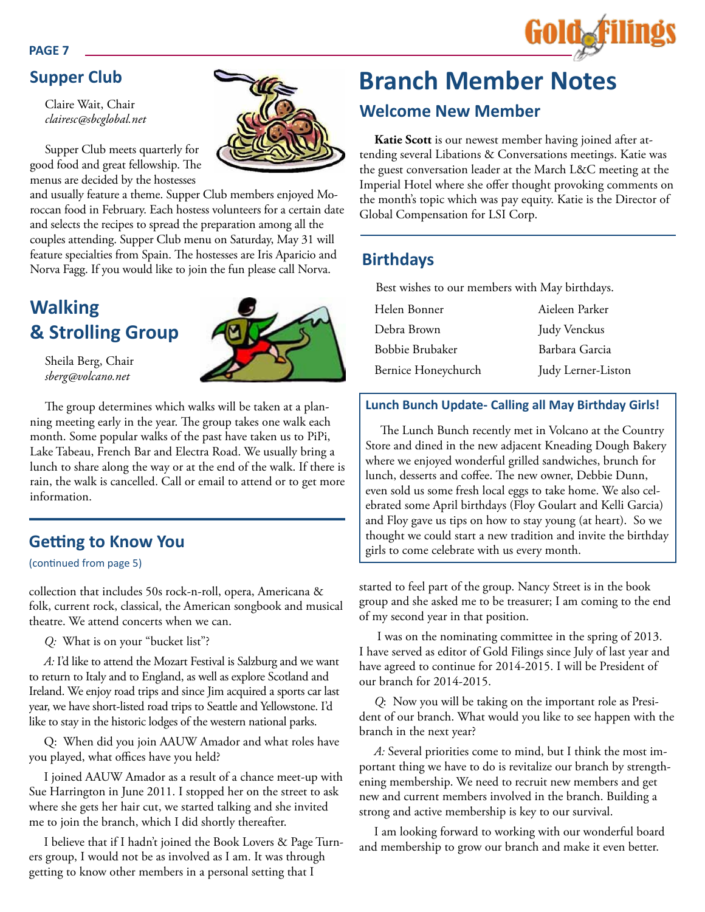## Supper Club

Claire Wait, Chair
*clairesc@sbcglobal.net*

Supper Club meets quarterly for good food and great fellowship. The menus are decided by the hostesses and usually feature a theme. Supper Club members enjoyed Moroccan food in February. Each hostess volunteers for a certain date and selects the recipes to spread the preparation among all the couples attending. Supper Club menu on Saturday, May 31 will feature specialties from Spain. The hostesses are Iris Aparicio and Norva Fagg. If you would like to join the fun please call Norva.

## Walking & Strolling Group

Sheila Berg, Chair
*sberg@volcano.net*

The group determines which walks will be taken at a planning meeting early in the year. The group takes one walk each month. Some popular walks of the past have taken us to PiPi, Lake Tabeau, French Bar and Electra Road. We usually bring a lunch to share along the way or at the end of the walk. If there is rain, the walk is cancelled. Call or email to attend or to get more information.

## Getting to Know You

(continued from page 5)

collection that includes 50s rock-n-roll, opera, Americana & folk, current rock, classical, the American songbook and musical theatre. We attend concerts when we can.

*Q:* What is on your "bucket list"?

*A:* I'd like to attend the Mozart Festival is Salzburg and we want to return to Italy and to England, as well as explore Scotland and Ireland. We enjoy road trips and since Jim acquired a sports car last year, we have short-listed road trips to Seattle and Yellowstone. I'd like to stay in the historic lodges of the western national parks.

Q: When did you join AAUW Amador and what roles have you played, what offices have you held?

I joined AAUW Amador as a result of a chance meet-up with Sue Harrington in June 2011. I stopped her on the street to ask where she gets her hair cut, we started talking and she invited me to join the branch, which I did shortly thereafter.

I believe that if I hadn't joined the Book Lovers & Page Turners group, I would not be as involved as I am. It was through getting to know other members in a personal setting that I started to feel part of the group. Nancy Street is in the book group and she asked me to be treasurer; I am coming to the end of my second year in that position.

I was on the nominating committee in the spring of 2013. I have served as editor of Gold Filings since July of last year and have agreed to continue for 2014-2015. I will be President of our branch for 2014-2015.

*Q*: Now you will be taking on the important role as President of our branch. What would you like to see happen with the branch in the next year?

*A:* Several priorities come to mind, but I think the most important thing we have to do is revitalize our branch by strengthening membership. We need to recruit new members and get new and current members involved in the branch. Building a strong and active membership is key to our survival.

I am looking forward to working with our wonderful board and membership to grow our branch and make it even better.

# Branch Member Notes

## Welcome New Member

**Katie Scott** is our newest member having joined after attending several Libations & Conversations meetings. Katie was the guest conversation leader at the March L&C meeting at the Imperial Hotel where she offer thought provoking comments on the month's topic which was pay equity. Katie is the Director of Global Compensation for LSI Corp.

## Birthdays

Best wishes to our members with May birthdays.

| | |
|---|---|
| Helen Bonner | Aieleen Parker |
| Debra Brown | Judy Venckus |
| Bobbie Brubaker | Barbara Garcia |
| Bernice Honeychurch | Judy Lerner-Liston |

### Lunch Bunch Update- Calling all May Birthday Girls!

The Lunch Bunch recently met in Volcano at the Country Store and dined in the new adjacent Kneading Dough Bakery where we enjoyed wonderful grilled sandwiches, brunch for lunch, desserts and coffee. The new owner, Debbie Dunn, even sold us some fresh local eggs to take home. We also celebrated some April birthdays (Floy Goulart and Kelli Garcia) and Floy gave us tips on how to stay young (at heart). So we thought we could start a new tradition and invite the birthday girls to come celebrate with us every month.